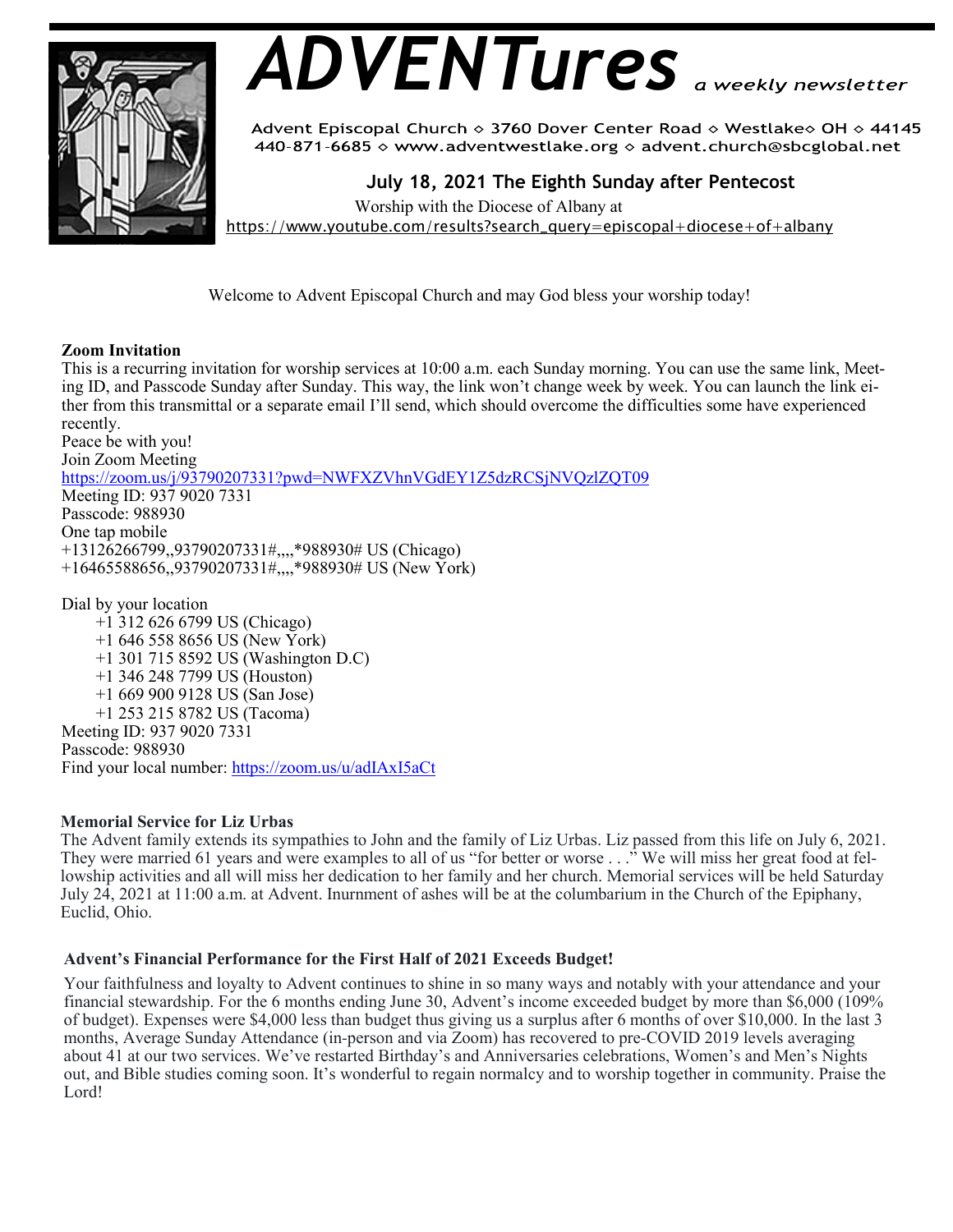# *ADVENTures* *a weekly newsletter*

Advent Episcopal Church ◇ 3760 Dover Center Road ◇ Westlake◇ OH ◇ 44145
440-871-6685 ◇ www.adventwestlake.org ◇ advent.church@sbcglobal.net

**July 18, 2021 The Eighth Sunday after Pentecost**

Worship with the Diocese of Albany at
https://www.youtube.com/results?search_query=episcopal+diocese+of+albany

Welcome to Advent Episcopal Church and may God bless your worship today!

**Zoom Invitation**

This is a recurring invitation for worship services at 10:00 a.m. each Sunday morning. You can use the same link, Meeting ID, and Passcode Sunday after Sunday. This way, the link won't change week by week. You can launch the link either from this transmittal or a separate email I'll send, which should overcome the difficulties some have experienced recently.

Peace be with you!

Join Zoom Meeting
https://zoom.us/j/93790207331?pwd=NWFXZVhnVGdEY1Z5dzRCSjNVQzlZQT09

Meeting ID: 937 9020 7331
Passcode: 988930

One tap mobile
+13126266799,,93790207331#,,,,*988930# US (Chicago)
+16465588656,,93790207331#,,,,*988930# US (New York)

Dial by your location
+1 312 626 6799 US (Chicago)
+1 646 558 8656 US (New York)
+1 301 715 8592 US (Washington D.C)
+1 346 248 7799 US (Houston)
+1 669 900 9128 US (San Jose)
+1 253 215 8782 US (Tacoma)

Meeting ID: 937 9020 7331
Passcode: 988930
Find your local number: https://zoom.us/u/adIAxI5aCt

**Memorial Service for Liz Urbas**

The Advent family extends its sympathies to John and the family of Liz Urbas. Liz passed from this life on July 6, 2021. They were married 61 years and were examples to all of us "for better or worse . . ." We will miss her great food at fellowship activities and all will miss her dedication to her family and her church. Memorial services will be held Saturday July 24, 2021 at 11:00 a.m. at Advent. Inurnment of ashes will be at the columbarium in the Church of the Epiphany, Euclid, Ohio.

**Advent's Financial Performance for the First Half of 2021 Exceeds Budget!**

Your faithfulness and loyalty to Advent continues to shine in so many ways and notably with your attendance and your financial stewardship. For the 6 months ending June 30, Advent's income exceeded budget by more than $6,000 (109% of budget). Expenses were $4,000 less than budget thus giving us a surplus after 6 months of over $10,000. In the last 3 months, Average Sunday Attendance (in-person and via Zoom) has recovered to pre-COVID 2019 levels averaging about 41 at our two services. We've restarted Birthday's and Anniversaries celebrations, Women's and Men's Nights out, and Bible studies coming soon. It's wonderful to regain normalcy and to worship together in community. Praise the Lord!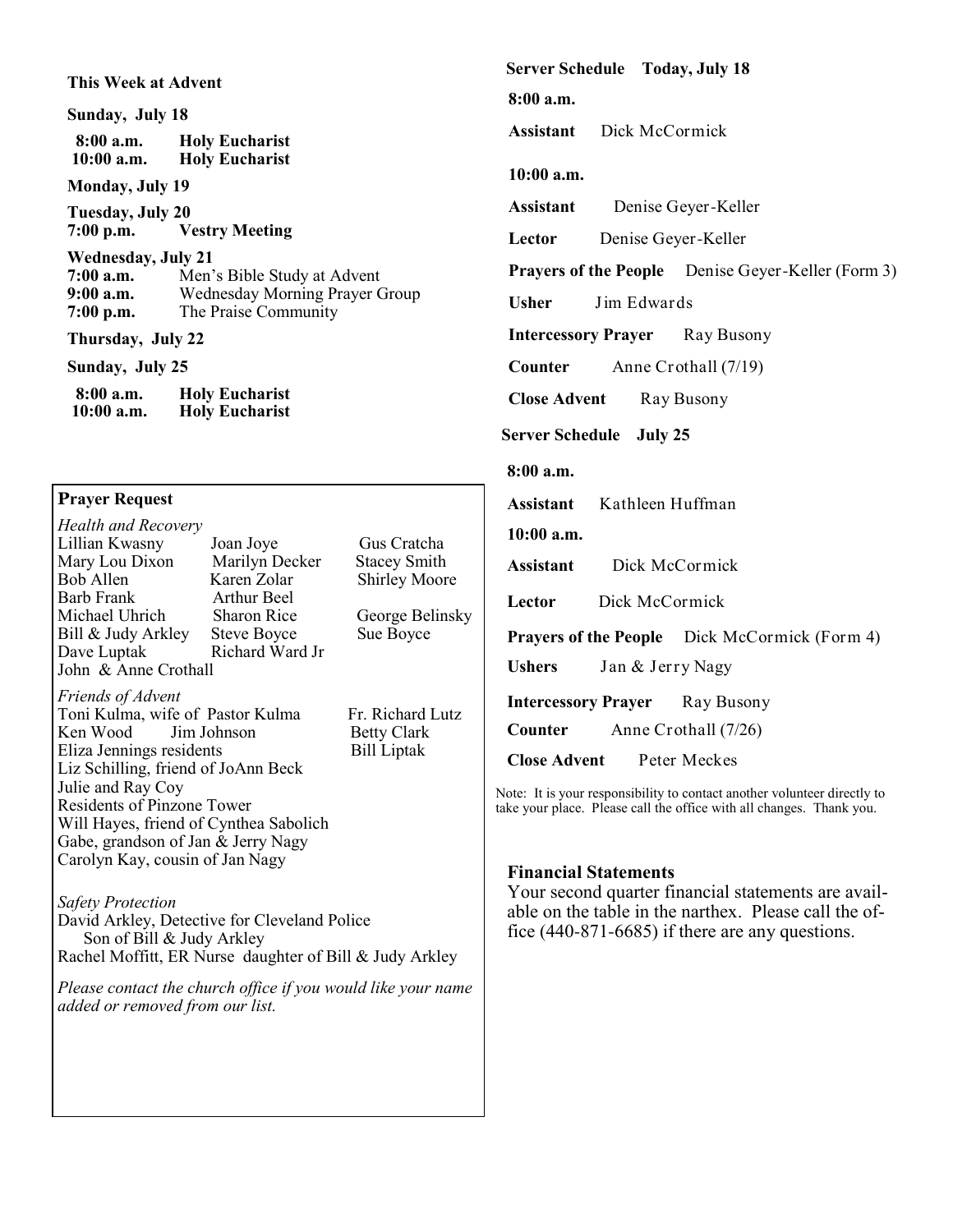## This Week at Advent

**Sunday, July 18**

**8:00 a.m.** **Holy Eucharist**
**10:00 a.m.** **Holy Eucharist**

**Monday, July 19**

**Tuesday, July 20**
**7:00 p.m.** **Vestry Meeting**

**Wednesday, July 21**
**7:00 a.m.** Men's Bible Study at Advent
**9:00 a.m.** Wednesday Morning Prayer Group
**7:00 p.m.** The Praise Community

**Thursday, July 22**

**Sunday, July 25**

**8:00 a.m.** **Holy Eucharist**
**10:00 a.m.** **Holy Eucharist**

## Prayer Request

*Health and Recovery*

Lillian Kwasny, Joan Joye, Gus Cratcha
Mary Lou Dixon, Marilyn Decker, Stacey Smith
Bob Allen, Karen Zolar, Shirley Moore
Barb Frank, Arthur Beel
Michael Uhrich, Sharon Rice, George Belinsky
Bill & Judy Arkley, Steve Boyce, Sue Boyce
Dave Luptak, Richard Ward Jr
John & Anne Crothall

*Friends of Advent*

Toni Kulma, wife of Pastor Kulma
Fr. Richard Lutz
Ken Wood
Jim Johnson
Betty Clark
Eliza Jennings residents
Bill Liptak
Liz Schilling, friend of JoAnn Beck
Julie and Ray Coy
Residents of Pinzone Tower
Will Hayes, friend of Cynthea Sabolich
Gabe, grandson of Jan & Jerry Nagy
Carolyn Kay, cousin of Jan Nagy

*Safety Protection*

David Arkley, Detective for Cleveland Police
Son of Bill & Judy Arkley
Rachel Moffitt, ER Nurse daughter of Bill & Judy Arkley

*Please contact the church office if you would like your name added or removed from our list.*

## Server Schedule Today, July 18

**8:00 a.m.**

**Assistant** Dick McCormick

**10:00 a.m.**

**Assistant** Denise Geyer-Keller

**Lector** Denise Geyer-Keller

**Prayers of the People** Denise Geyer-Keller (Form 3)

**Usher** Jim Edwards

**Intercessory Prayer** Ray Busony

**Counter** Anne Crothall (7/19)

**Close Advent** Ray Busony

## Server Schedule July 25

**8:00 a.m.**

**Assistant** Kathleen Huffman

**10:00 a.m.**

**Assistant** Dick McCormick

**Lector** Dick McCormick

**Prayers of the People** Dick McCormick (Form 4)

**Ushers** Jan & Jerry Nagy

**Intercessory Prayer** Ray Busony

**Counter** Anne Crothall (7/26)

**Close Advent** Peter Meckes

Note: It is your responsibility to contact another volunteer directly to take your place. Please call the office with all changes. Thank you.

## Financial Statements

Your second quarter financial statements are available on the table in the narthex. Please call the office (440-871-6685) if there are any questions.